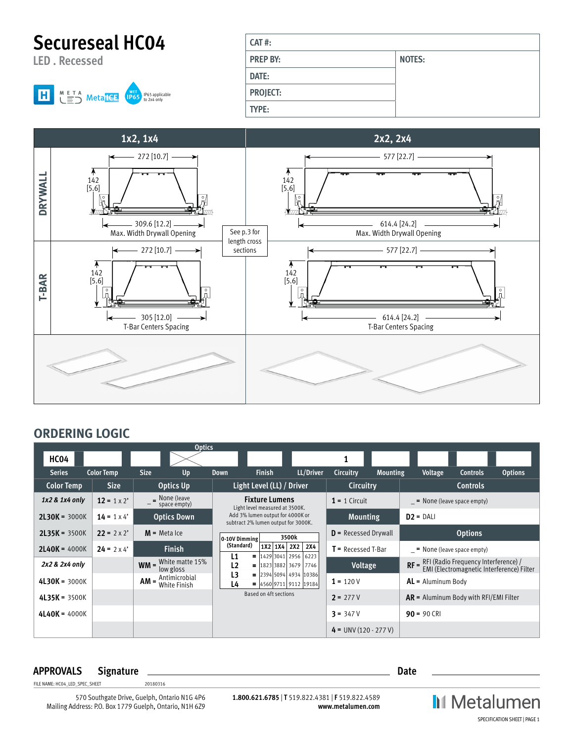# Secureseal HC04

LED . Recessed

IP65 applicable to 2x4 only

| CAT #: | |
|---|---|
| PREP BY: | NOTES: |
| DATE: | |
| PROJECT: | |
| TYPE: | |

| | 1x2, 1x4 | 2x2, 2x4 |
|---|---|---|
| DRYWALL | 272 [10.7]; 142 [5.6]; 309.6 [12.2] Max. Width Drywall Opening | 577 [22.7]; 142 [5.6]; 614.4 [24.2] Max. Width Drywall Opening |
| T-BAR | 272 [10.7]; 142 [5.6]; 305 [12.0] T-Bar Centers Spacing | 577 [22.7]; 142 [5.6]; 614.4 [24.2] T-Bar Centers Spacing |

See p.3 for length cross sections

## ORDERING LOGIC

| HC04 | | | Optics | | | | 1 | | | | |
|---|---|---|---|---|---|---|---|---|---|---|---|
| Series | Color Temp | Size | Up | Down | Finish | LL/Driver | Circuitry | Mounting | Voltage | Controls | Options |

| Color Temp | Size | Optics Up | Light Level (LL) / Driver | Circuitry | Controls |
|---|---|---|---|---|---|
| *1x2 & 1x4 only* | **12** = 1 x 2' | _ = None (leave space empty) | **Fixture Lumens** Light level measured at 3500K. Add 3% lumen output for 4000K or subtract 2% lumen output for 3000K. | **1** = 1 Circuit | _ = None (leave space empty) |
| **2L30K** = 3000K | **14** = 1 x 4' | **Optics Down** | | **Mounting** | **D2** = DALI |
| **2L35K** = 3500K | **22** = 2 x 2' | **M** = Meta Ice | | **D** = Recessed Drywall | **Options** |
| **2L40K** = 4000K | **24** = 2 x 4' | **Finish** | | **T** = Recessed T-Bar | _ = None (leave space empty) |
| *2x2 & 2x4 only* | | **WM** = White matte 15% low gloss | | **Voltage** | **RF** = RFI (Radio Frequency Interference) / EMI (Electromagnetic Interference) Filter |
| **4L30K** = 3000K | | **AM** = Antimicrobial White Finish | | **1** = 120 V | **AL** = Aluminum Body |
| **4L35K** = 3500K | | | | **2** = 277 V | **AR** = Aluminum Body with RFI/EMI Filter |
| **4L40K** = 4000K | | | | **3** = 347 V | **90** = 90 CRI |
| | | | | **4** = UNV (120 - 277 V) | |

| 0-10V Dimming (Standard) | 3500k 1X2 | 1X4 | 2X2 | 2X4 |
|---|---|---|---|---|
| L1 = | 1429 | 3041 | 2956 | 6223 |
| L2 = | 1823 | 3882 | 3679 | 7746 |
| L3 = | 2394 | 5094 | 4934 | 10386 |
| L4 = | 4560 | 9711 | 9112 | 19184 |

Based on 4ft sections

**APPROVALS** **Signature** ______________________ **Date** ____________

FILE NAME: HC04_LED_SPEC_SHEET 20180316

570 Southgate Drive, Guelph, Ontario N1G 4P6
Mailing Address: P.O. Box 1779 Guelph, Ontario, N1H 6Z9

**1.800.621.6785** | **T** 519.822.4381 | **F** 519.822.4589
**www.metalumen.com**

Metalumen

SPECIFICATION SHEET | PAGE 1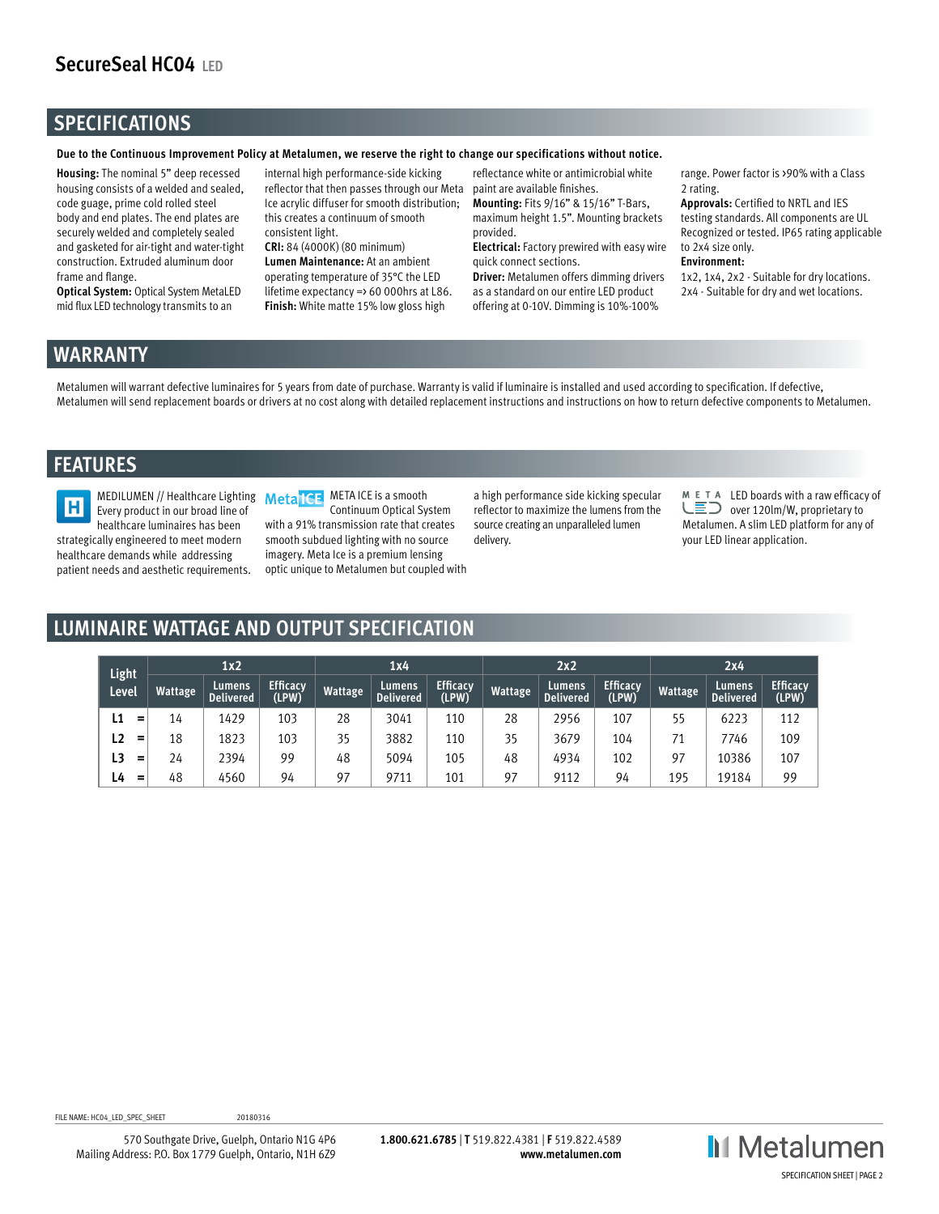# SecureSeal HC04 LED

## SPECIFICATIONS

**Due to the Continuous Improvement Policy at Metalumen, we reserve the right to change our specifications without notice.**

**Housing:** The nominal 5" deep recessed housing consists of a welded and sealed, code guage, prime cold rolled steel body and end plates. The end plates are securely welded and completely sealed and gasketed for air-tight and water-tight construction. Extruded aluminum door frame and flange.

**Optical System:** Optical System MetaLED mid flux LED technology transmits to an internal high performance-side kicking reflector that then passes through our Meta Ice acrylic diffuser for smooth distribution; this creates a continuum of smooth consistent light.

**CRI:** 84 (4000K) (80 minimum)

**Lumen Maintenance:** At an ambient operating temperature of 35°C the LED lifetime expectancy => 60 000hrs at L86.

**Finish:** White matte 15% low gloss high reflectance white or antimicrobial white paint are available finishes.

**Mounting:** Fits 9/16" & 15/16" T-Bars, maximum height 1.5". Mounting brackets provided.

**Electrical:** Factory prewired with easy wire quick connect sections.

**Driver:** Metalumen offers dimming drivers as a standard on our entire LED product offering at 0-10V. Dimming is 10%-100% range. Power factor is >90% with a Class 2 rating.

**Approvals:** Certified to NRTL and IES testing standards. All components are UL Recognized or tested. IP65 rating applicable to 2x4 size only.

**Environment:**

1x2, 1x4, 2x2 - Suitable for dry locations.
2x4 - Suitable for dry and wet locations.

## WARRANTY

Metalumen will warrant defective luminaires for 5 years from date of purchase. Warranty is valid if luminaire is installed and used according to specification. If defective, Metalumen will send replacement boards or drivers at no cost along with detailed replacement instructions and instructions on how to return defective components to Metalumen.

## FEATURES

MEDILUMEN // Healthcare Lighting Every product in our broad line of healthcare luminaires has been strategically engineered to meet modern healthcare demands while addressing patient needs and aesthetic requirements.

META ICE is a smooth Continuum Optical System with a 91% transmission rate that creates smooth subdued lighting with no source imagery. Meta Ice is a premium lensing optic unique to Metalumen but coupled with a high performance side kicking specular reflector to maximize the lumens from the source creating an unparalleled lumen delivery.

LED boards with a raw efficacy of over 120lm/W, proprietary to Metalumen. A slim LED platform for any of your LED linear application.

## LUMINAIRE WATTAGE AND OUTPUT SPECIFICATION

| Light Level | 1x2 | | | 1x4 | | | 2x2 | | | 2x4 | | |
|---|---|---|---|---|---|---|---|---|---|---|---|---|
| | Wattage | Lumens Delivered | Efficacy (LPW) | Wattage | Lumens Delivered | Efficacy (LPW) | Wattage | Lumens Delivered | Efficacy (LPW) | Wattage | Lumens Delivered | Efficacy (LPW) |
| L1 = | 14 | 1429 | 103 | 28 | 3041 | 110 | 28 | 2956 | 107 | 55 | 6223 | 112 |
| L2 = | 18 | 1823 | 103 | 35 | 3882 | 110 | 35 | 3679 | 104 | 71 | 7746 | 109 |
| L3 = | 24 | 2394 | 99 | 48 | 5094 | 105 | 48 | 4934 | 102 | 97 | 10386 | 107 |
| L4 = | 48 | 4560 | 94 | 97 | 9711 | 101 | 97 | 9112 | 94 | 195 | 19184 | 99 |

FILE NAME: HC04_LED_SPEC_SHEET 20180316

570 Southgate Drive, Guelph, Ontario N1G 4P6
Mailing Address: P.O. Box 1779 Guelph, Ontario, N1H 6Z9

**1.800.621.6785** | **T** 519.822.4381 | **F** 519.822.4589
**www.metalumen.com**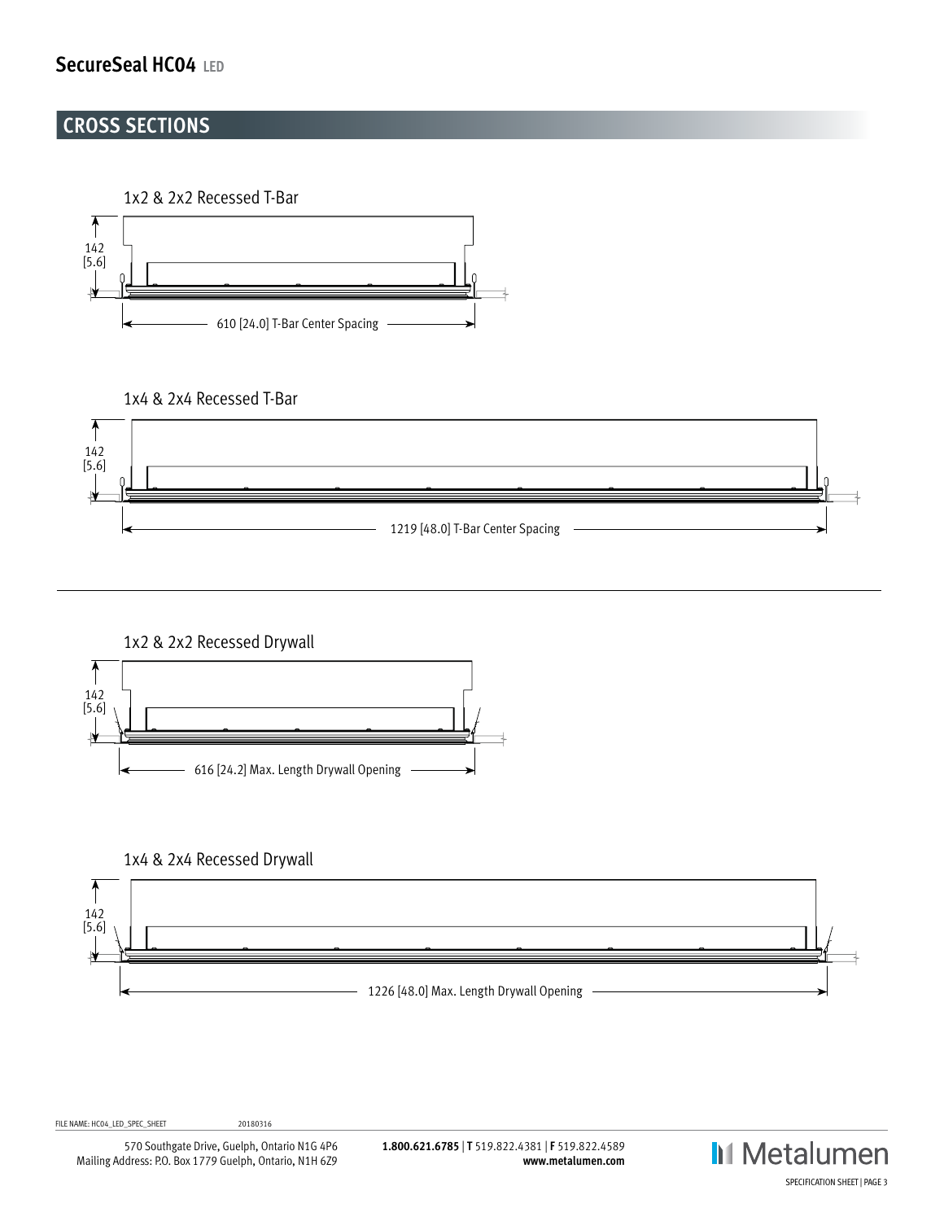## CROSS SECTIONS

### 1x2 & 2x2 Recessed T-Bar

142
[5.6]

610 [24.0] T-Bar Center Spacing

### 1x4 & 2x4 Recessed T-Bar

142
[5.6]

1219 [48.0] T-Bar Center Spacing

### 1x2 & 2x2 Recessed Drywall

142
[5.6]

616 [24.2] Max. Length Drywall Opening

### 1x4 & 2x4 Recessed Drywall

142
[5.6]

1226 [48.0] Max. Length Drywall Opening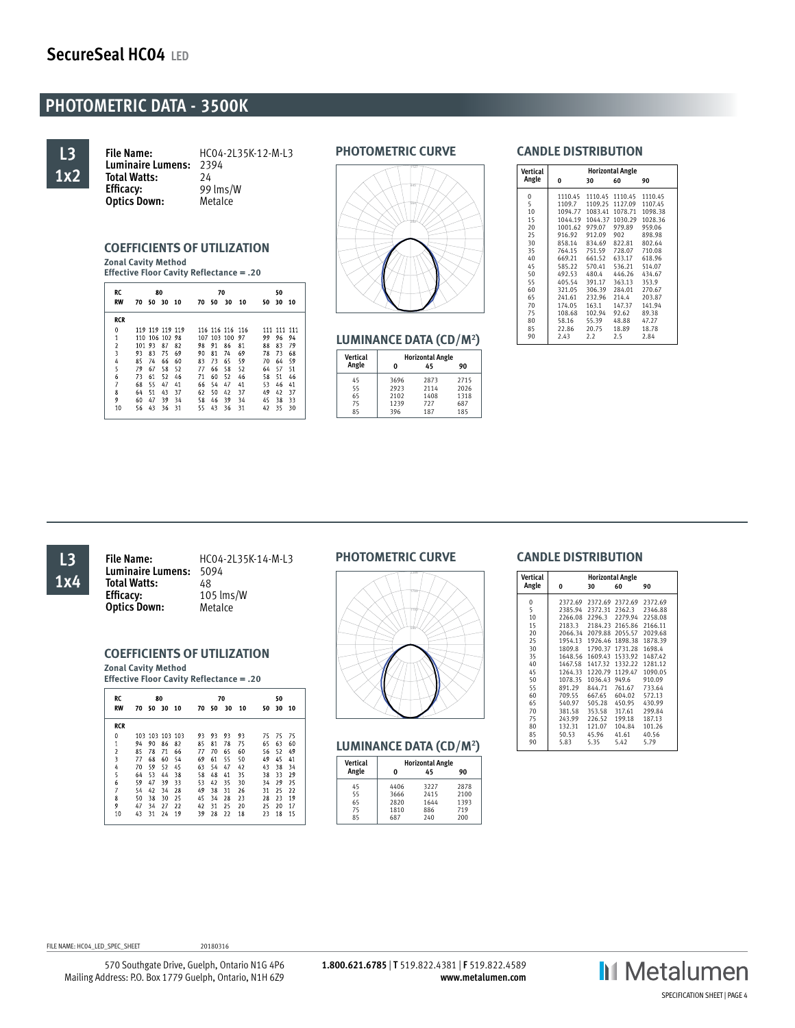# SecureSeal HC04 LED

## PHOTOMETRIC DATA - 3500K

**L3 1x2**

**File Name:** HC04-2L35K-12-M-L3
**Luminaire Lumens:** 2394
**Total Watts:** 24
**Efficacy:** 99 lms/W
**Optics Down:** MetaIce

### COEFFICIENTS OF UTILIZATION

**Zonal Cavity Method**
**Effective Floor Cavity Reflectance = .20**

| RC | 80 | | | | 70 | | | | 50 | | |
|---|---|---|---|---|---|---|---|---|---|---|---|
| RW | 70 | 50 | 30 | 10 | 70 | 50 | 30 | 10 | 50 | 30 | 10 |
| RCR | | | | | | | | | | | |
| 0 | 119 | 119 | 119 | 119 | 116 | 116 | 116 | 116 | 111 | 111 | 111 |
| 1 | 110 | 106 | 102 | 98 | 107 | 103 | 100 | 97 | 99 | 96 | 94 |
| 2 | 101 | 93 | 87 | 82 | 98 | 91 | 86 | 81 | 88 | 83 | 79 |
| 3 | 93 | 83 | 75 | 69 | 90 | 81 | 74 | 69 | 78 | 73 | 68 |
| 4 | 85 | 74 | 66 | 60 | 83 | 73 | 65 | 59 | 70 | 64 | 59 |
| 5 | 79 | 67 | 58 | 52 | 77 | 66 | 58 | 52 | 64 | 57 | 51 |
| 6 | 73 | 61 | 52 | 46 | 71 | 60 | 52 | 46 | 58 | 51 | 46 |
| 7 | 68 | 55 | 47 | 41 | 66 | 54 | 47 | 41 | 53 | 46 | 41 |
| 8 | 64 | 51 | 43 | 37 | 62 | 50 | 42 | 37 | 49 | 42 | 37 |
| 9 | 60 | 47 | 39 | 34 | 58 | 46 | 39 | 34 | 45 | 38 | 33 |
| 10 | 56 | 43 | 36 | 31 | 55 | 43 | 36 | 31 | 42 | 35 | 30 |

### PHOTOMETRIC CURVE

### LUMINANCE DATA (CD/M²)

| Vertical Angle | Horizontal Angle 0 | 45 | 90 |
|---|---|---|---|
| 45 | 3696 | 2873 | 2715 |
| 55 | 2923 | 2114 | 2026 |
| 65 | 2102 | 1408 | 1318 |
| 75 | 1239 | 727 | 687 |
| 85 | 396 | 187 | 185 |

### CANDLE DISTRIBUTION

| Vertical Angle | Horizontal Angle 0 | 30 | 60 | 90 |
|---|---|---|---|---|
| 0 | 1110.45 | 1110.45 | 1110.45 | 1110.45 |
| 5 | 1109.7 | 1109.25 | 1127.09 | 1107.45 |
| 10 | 1094.77 | 1083.41 | 1078.71 | 1098.38 |
| 15 | 1044.19 | 1044.37 | 1030.29 | 1028.36 |
| 20 | 1001.62 | 979.07 | 979.89 | 959.06 |
| 25 | 916.92 | 912.09 | 902 | 898.98 |
| 30 | 858.14 | 834.69 | 822.81 | 802.64 |
| 35 | 764.15 | 751.59 | 728.07 | 710.08 |
| 40 | 669.21 | 661.52 | 633.17 | 618.96 |
| 45 | 585.22 | 570.41 | 536.21 | 514.07 |
| 50 | 492.53 | 480.4 | 446.26 | 434.67 |
| 55 | 405.54 | 391.17 | 363.13 | 353.9 |
| 60 | 321.05 | 306.39 | 284.01 | 270.67 |
| 65 | 241.61 | 232.96 | 214.4 | 203.87 |
| 70 | 174.05 | 163.1 | 147.37 | 141.94 |
| 75 | 108.68 | 102.94 | 92.62 | 89.38 |
| 80 | 58.16 | 55.39 | 48.88 | 47.27 |
| 85 | 22.86 | 20.75 | 18.89 | 18.78 |
| 90 | 2.43 | 2.2 | 2.5 | 2.84 |

**L3 1x4**

**File Name:** HC04-2L35K-14-M-L3
**Luminaire Lumens:** 5094
**Total Watts:** 48
**Efficacy:** 105 lms/W
**Optics Down:** MetaIce

### COEFFICIENTS OF UTILIZATION

**Zonal Cavity Method**
**Effective Floor Cavity Reflectance = .20**

| RC | 80 | | | | 70 | | | | 50 | | |
|---|---|---|---|---|---|---|---|---|---|---|---|
| RW | 70 | 50 | 30 | 10 | 70 | 50 | 30 | 10 | 50 | 30 | 10 |
| RCR | | | | | | | | | | | |
| 0 | 103 | 103 | 103 | 103 | 93 | 93 | 93 | 93 | 75 | 75 | 75 |
| 1 | 94 | 90 | 86 | 82 | 85 | 81 | 78 | 75 | 65 | 63 | 60 |
| 2 | 85 | 78 | 71 | 66 | 77 | 70 | 65 | 60 | 56 | 52 | 49 |
| 3 | 77 | 68 | 60 | 54 | 69 | 61 | 55 | 50 | 49 | 45 | 41 |
| 4 | 70 | 59 | 52 | 45 | 63 | 54 | 47 | 42 | 43 | 38 | 34 |
| 5 | 64 | 53 | 44 | 38 | 58 | 48 | 41 | 35 | 38 | 33 | 29 |
| 6 | 59 | 47 | 39 | 33 | 53 | 42 | 35 | 30 | 34 | 29 | 25 |
| 7 | 54 | 42 | 34 | 28 | 49 | 38 | 31 | 26 | 31 | 25 | 22 |
| 8 | 50 | 38 | 30 | 25 | 45 | 34 | 28 | 23 | 28 | 23 | 19 |
| 9 | 47 | 34 | 27 | 22 | 42 | 31 | 25 | 20 | 25 | 20 | 17 |
| 10 | 43 | 31 | 24 | 19 | 39 | 28 | 22 | 18 | 23 | 18 | 15 |

### PHOTOMETRIC CURVE

### LUMINANCE DATA (CD/M²)

| Vertical Angle | Horizontal Angle 0 | 45 | 90 |
|---|---|---|---|
| 45 | 4406 | 3227 | 2878 |
| 55 | 3666 | 2415 | 2100 |
| 65 | 2820 | 1644 | 1393 |
| 75 | 1810 | 886 | 719 |
| 85 | 687 | 240 | 200 |

### CANDLE DISTRIBUTION

| Vertical Angle | Horizontal Angle 0 | 30 | 60 | 90 |
|---|---|---|---|---|
| 0 | 2372.69 | 2372.69 | 2372.69 | 2372.69 |
| 5 | 2385.94 | 2372.31 | 2362.3 | 2346.88 |
| 10 | 2266.08 | 2296.3 | 2279.94 | 2258.08 |
| 15 | 2183.3 | 2184.23 | 2165.86 | 2166.11 |
| 20 | 2066.34 | 2079.88 | 2055.57 | 2029.68 |
| 25 | 1954.13 | 1926.46 | 1898.38 | 1878.39 |
| 30 | 1809.8 | 1790.37 | 1731.28 | 1698.4 |
| 35 | 1648.56 | 1609.43 | 1533.92 | 1487.42 |
| 40 | 1467.58 | 1417.32 | 1332.22 | 1281.12 |
| 45 | 1264.33 | 1220.79 | 1129.47 | 1090.05 |
| 50 | 1078.35 | 1036.43 | 949.6 | 910.09 |
| 55 | 891.29 | 844.71 | 761.67 | 733.64 |
| 60 | 709.55 | 667.65 | 604.02 | 572.13 |
| 65 | 540.97 | 505.28 | 450.95 | 430.99 |
| 70 | 381.58 | 353.58 | 317.61 | 299.84 |
| 75 | 243.99 | 226.52 | 199.18 | 187.13 |
| 80 | 132.31 | 121.07 | 104.84 | 101.26 |
| 85 | 50.53 | 45.96 | 41.61 | 40.56 |
| 90 | 5.83 | 5.35 | 5.42 | 5.79 |

FILE NAME: HC04_LED_SPEC_SHEET 20180316

570 Southgate Drive, Guelph, Ontario N1G 4P6
Mailing Address: P.O. Box 1779 Guelph, Ontario, N1H 6Z9

**1.800.621.6785** | **T** 519.822.4381 | **F** 519.822.4589
**www.metalumen.com**

Metalumen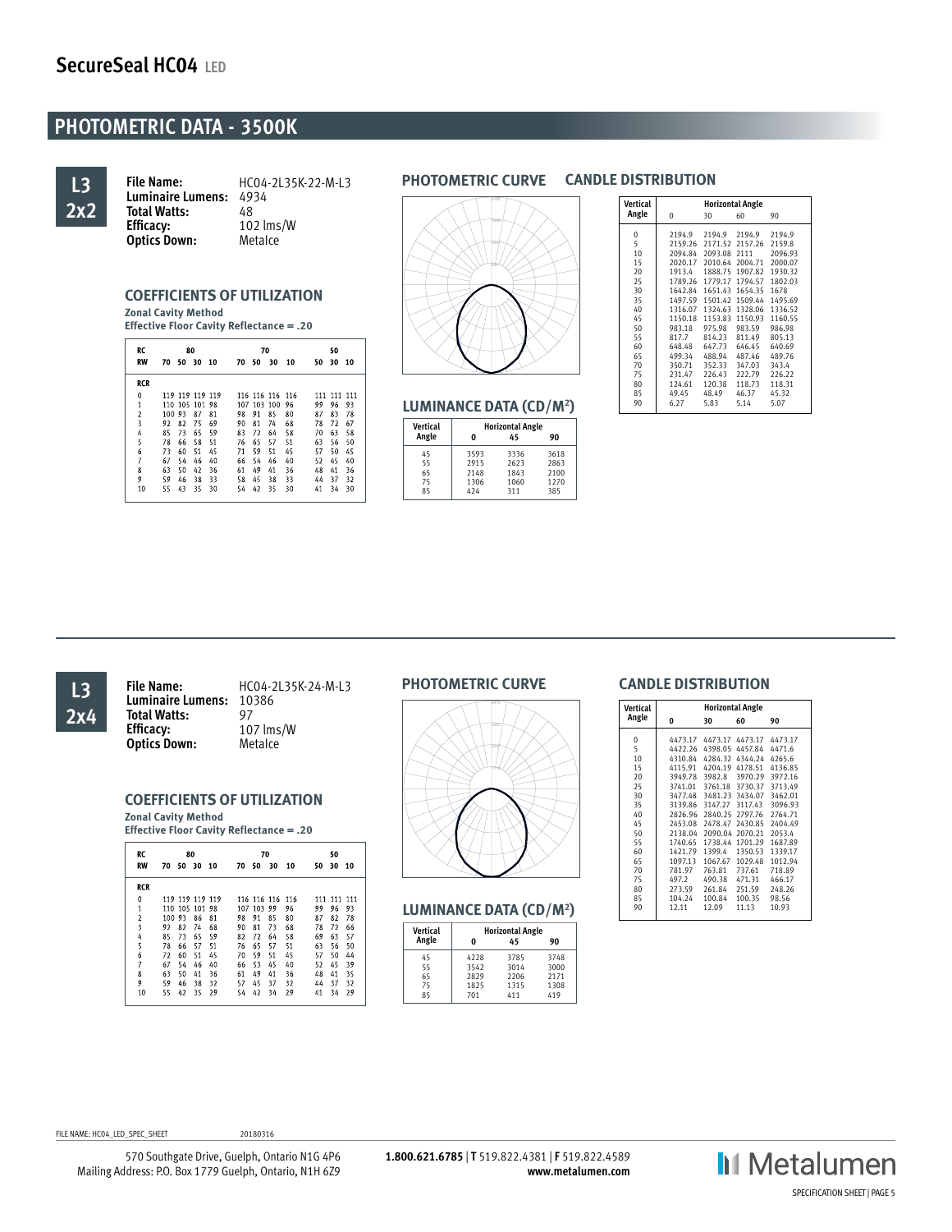## PHOTOMETRIC DATA - 3500K

### L3 2x2

**File Name:** HC04-2L35K-22-M-L3
**Luminaire Lumens:** 4934
**Total Watts:** 48
**Efficacy:** 102 lms/W
**Optics Down:** Metalce

#### COEFFICIENTS OF UTILIZATION

**Zonal Cavity Method**
**Effective Floor Cavity Reflectance = .20**

| RC | 80 | | | | 70 | | | | 50 | | |
|---|---|---|---|---|---|---|---|---|---|---|---|
| RW | 70 | 50 | 30 | 10 | 70 | 50 | 30 | 10 | 50 | 30 | 10 |
| RCR | | | | | | | | | | | |
| 0 | 119 | 119 | 119 | 119 | 116 | 116 | 116 | 116 | 111 | 111 | 111 |
| 1 | 110 | 105 | 101 | 98 | 107 | 103 | 100 | 96 | 99 | 96 | 93 |
| 2 | 100 | 93 | 87 | 81 | 98 | 91 | 85 | 80 | 87 | 83 | 78 |
| 3 | 92 | 82 | 75 | 69 | 90 | 81 | 74 | 68 | 78 | 72 | 67 |
| 4 | 85 | 73 | 65 | 59 | 83 | 72 | 64 | 58 | 70 | 63 | 58 |
| 5 | 78 | 66 | 58 | 51 | 76 | 65 | 57 | 51 | 63 | 56 | 50 |
| 6 | 73 | 60 | 51 | 45 | 71 | 59 | 51 | 45 | 57 | 50 | 45 |
| 7 | 67 | 54 | 46 | 40 | 66 | 54 | 46 | 40 | 52 | 45 | 40 |
| 8 | 63 | 50 | 42 | 36 | 61 | 49 | 41 | 36 | 48 | 41 | 36 |
| 9 | 59 | 46 | 38 | 33 | 58 | 45 | 38 | 33 | 44 | 37 | 32 |
| 10 | 55 | 43 | 35 | 30 | 54 | 42 | 35 | 30 | 41 | 34 | 30 |

#### PHOTOMETRIC CURVE

#### LUMINANCE DATA (CD/M²)

| Vertical Angle | Horizontal Angle 0 | 45 | 90 |
|---|---|---|---|
| 45 | 3593 | 3336 | 3618 |
| 55 | 2915 | 2623 | 2863 |
| 65 | 2148 | 1843 | 2100 |
| 75 | 1306 | 1060 | 1270 |
| 85 | 424 | 311 | 385 |

#### CANDLE DISTRIBUTION

| Vertical Angle | Horizontal Angle 0 | 30 | 60 | 90 |
|---|---|---|---|---|
| 0 | 2194.9 | 2194.9 | 2194.9 | 2194.9 |
| 5 | 2159.26 | 2171.52 | 2157.26 | 2159.8 |
| 10 | 2094.84 | 2093.08 | 2111 | 2096.93 |
| 15 | 2020.17 | 2010.64 | 2004.71 | 2000.07 |
| 20 | 1913.4 | 1888.75 | 1907.82 | 1930.32 |
| 25 | 1789.26 | 1779.17 | 1794.57 | 1802.03 |
| 30 | 1642.84 | 1651.43 | 1654.35 | 1678 |
| 35 | 1497.59 | 1501.42 | 1509.44 | 1495.69 |
| 40 | 1316.07 | 1324.63 | 1328.06 | 1336.52 |
| 45 | 1150.18 | 1153.83 | 1150.93 | 1160.55 |
| 50 | 983.18 | 975.98 | 983.59 | 986.98 |
| 55 | 817.7 | 814.23 | 811.49 | 805.13 |
| 60 | 648.48 | 647.73 | 646.45 | 640.69 |
| 65 | 499.34 | 488.94 | 487.46 | 489.76 |
| 70 | 350.71 | 352.33 | 347.03 | 343.4 |
| 75 | 231.47 | 226.43 | 222.79 | 226.22 |
| 80 | 124.61 | 120.38 | 118.73 | 118.31 |
| 85 | 49.45 | 48.49 | 46.37 | 45.32 |
| 90 | 6.27 | 5.83 | 5.14 | 5.07 |

### L3 2x4

**File Name:** HC04-2L35K-24-M-L3
**Luminaire Lumens:** 10386
**Total Watts:** 97
**Efficacy:** 107 lms/W
**Optics Down:** Metalce

#### COEFFICIENTS OF UTILIZATION

**Zonal Cavity Method**
**Effective Floor Cavity Reflectance = .20**

| RC | 80 | | | | 70 | | | | 50 | | |
|---|---|---|---|---|---|---|---|---|---|---|---|
| RW | 70 | 50 | 30 | 10 | 70 | 50 | 30 | 10 | 50 | 30 | 10 |
| RCR | | | | | | | | | | | |
| 0 | 119 | 119 | 119 | 119 | 116 | 116 | 116 | 116 | 111 | 111 | 111 |
| 1 | 110 | 105 | 101 | 98 | 107 | 103 | 99 | 96 | 99 | 96 | 93 |
| 2 | 100 | 93 | 86 | 81 | 98 | 91 | 85 | 80 | 87 | 82 | 78 |
| 3 | 92 | 82 | 74 | 68 | 90 | 81 | 73 | 68 | 78 | 72 | 66 |
| 4 | 85 | 73 | 65 | 59 | 82 | 72 | 64 | 58 | 69 | 63 | 57 |
| 5 | 78 | 66 | 57 | 51 | 76 | 65 | 57 | 51 | 63 | 56 | 50 |
| 6 | 72 | 60 | 51 | 45 | 70 | 59 | 51 | 45 | 57 | 50 | 44 |
| 7 | 67 | 54 | 46 | 40 | 66 | 53 | 45 | 40 | 52 | 45 | 39 |
| 8 | 63 | 50 | 41 | 36 | 61 | 49 | 41 | 36 | 48 | 41 | 35 |
| 9 | 59 | 46 | 38 | 32 | 57 | 45 | 37 | 32 | 44 | 37 | 32 |
| 10 | 55 | 42 | 35 | 29 | 54 | 42 | 34 | 29 | 41 | 34 | 29 |

#### PHOTOMETRIC CURVE

#### LUMINANCE DATA (CD/M²)

| Vertical Angle | Horizontal Angle 0 | 45 | 90 |
|---|---|---|---|
| 45 | 4228 | 3785 | 3748 |
| 55 | 3542 | 3014 | 3000 |
| 65 | 2829 | 2206 | 2171 |
| 75 | 1825 | 1315 | 1308 |
| 85 | 701 | 411 | 419 |

#### CANDLE DISTRIBUTION

| Vertical Angle | Horizontal Angle 0 | 30 | 60 | 90 |
|---|---|---|---|---|
| 0 | 4473.17 | 4473.17 | 4473.17 | 4473.17 |
| 5 | 4422.26 | 4398.05 | 4457.84 | 4471.6 |
| 10 | 4310.84 | 4284.32 | 4344.24 | 4265.6 |
| 15 | 4115.91 | 4204.19 | 4178.51 | 4136.85 |
| 20 | 3949.78 | 3982.8 | 3970.29 | 3972.16 |
| 25 | 3741.01 | 3761.18 | 3730.37 | 3713.49 |
| 30 | 3477.48 | 3481.23 | 3434.07 | 3462.01 |
| 35 | 3139.86 | 3147.27 | 3117.43 | 3096.93 |
| 40 | 2826.96 | 2840.25 | 2797.76 | 2764.71 |
| 45 | 2453.08 | 2478.47 | 2430.85 | 2404.49 |
| 50 | 2138.04 | 2090.04 | 2070.21 | 2053.4 |
| 55 | 1740.65 | 1738.44 | 1701.29 | 1687.89 |
| 60 | 1421.79 | 1399.4 | 1350.53 | 1339.17 |
| 65 | 1097.13 | 1067.67 | 1029.48 | 1012.94 |
| 70 | 781.97 | 763.81 | 737.61 | 718.89 |
| 75 | 497.2 | 490.38 | 471.31 | 466.17 |
| 80 | 273.59 | 261.84 | 251.59 | 248.26 |
| 85 | 104.24 | 100.84 | 100.35 | 98.56 |
| 90 | 12.11 | 12.09 | 11.13 | 10.93 |

FILE NAME: HC04_LED_SPEC_SHEET 20180316

570 Southgate Drive, Guelph, Ontario N1G 4P6
Mailing Address: P.O. Box 1779 Guelph, Ontario, N1H 6Z9

**1.800.621.6785** | **T** 519.822.4381 | **F** 519.822.4589
**www.metalumen.com**

Metalumen